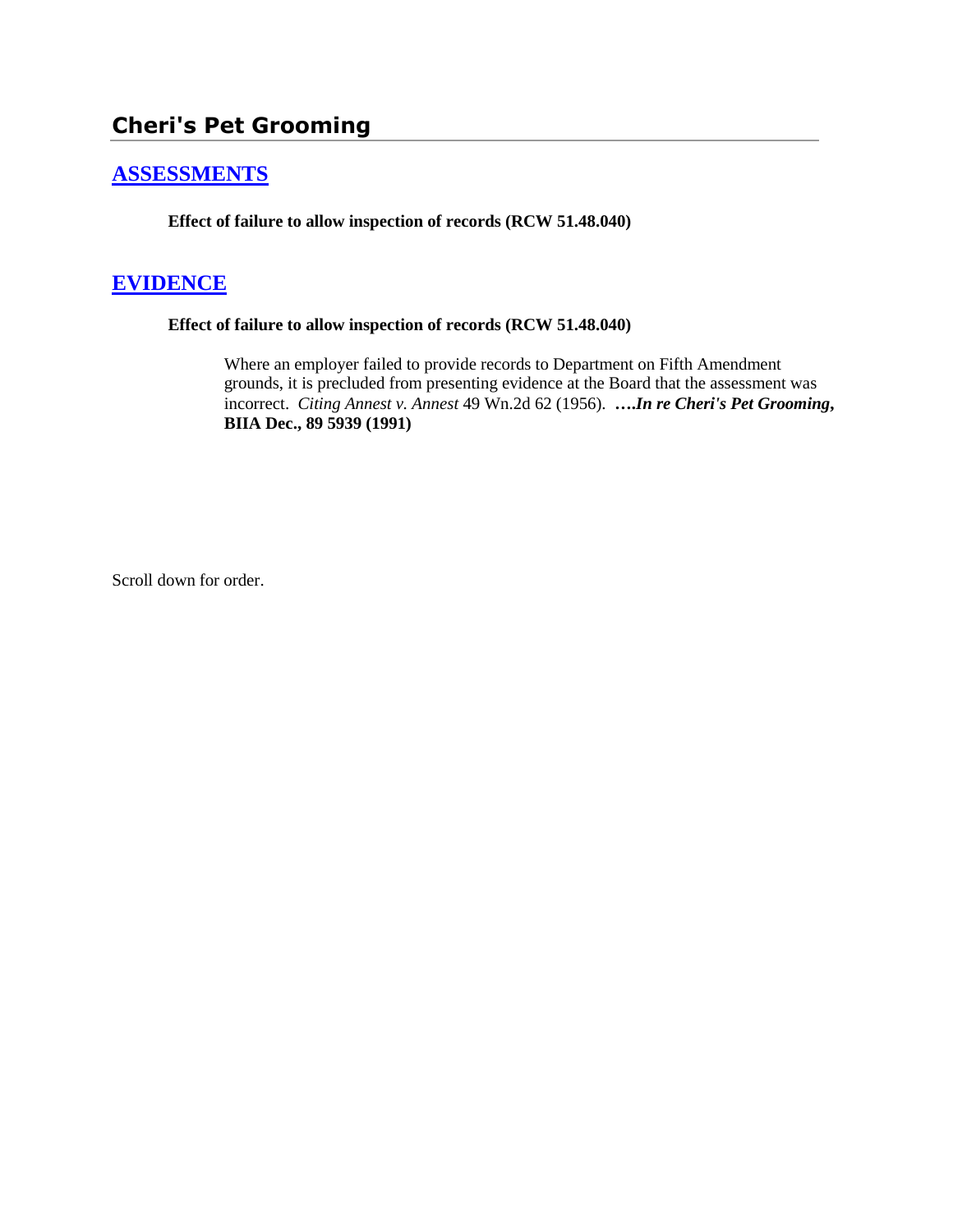# Cheri's Pet Grooming

## ASSESSMENTS

**Effect of failure to allow inspection of records (RCW 51.48.040)**

## EVIDENCE

**Effect of failure to allow inspection of records (RCW 51.48.040)**

Where an employer failed to provide records to Department on Fifth Amendment grounds, it is precluded from presenting evidence at the Board that the assessment was incorrect. *Citing Annest v. Annest* 49 Wn.2d 62 (1956). ***….In re Cheri's Pet Grooming*, BIIA Dec., 89 5939 (1991)**

Scroll down for order.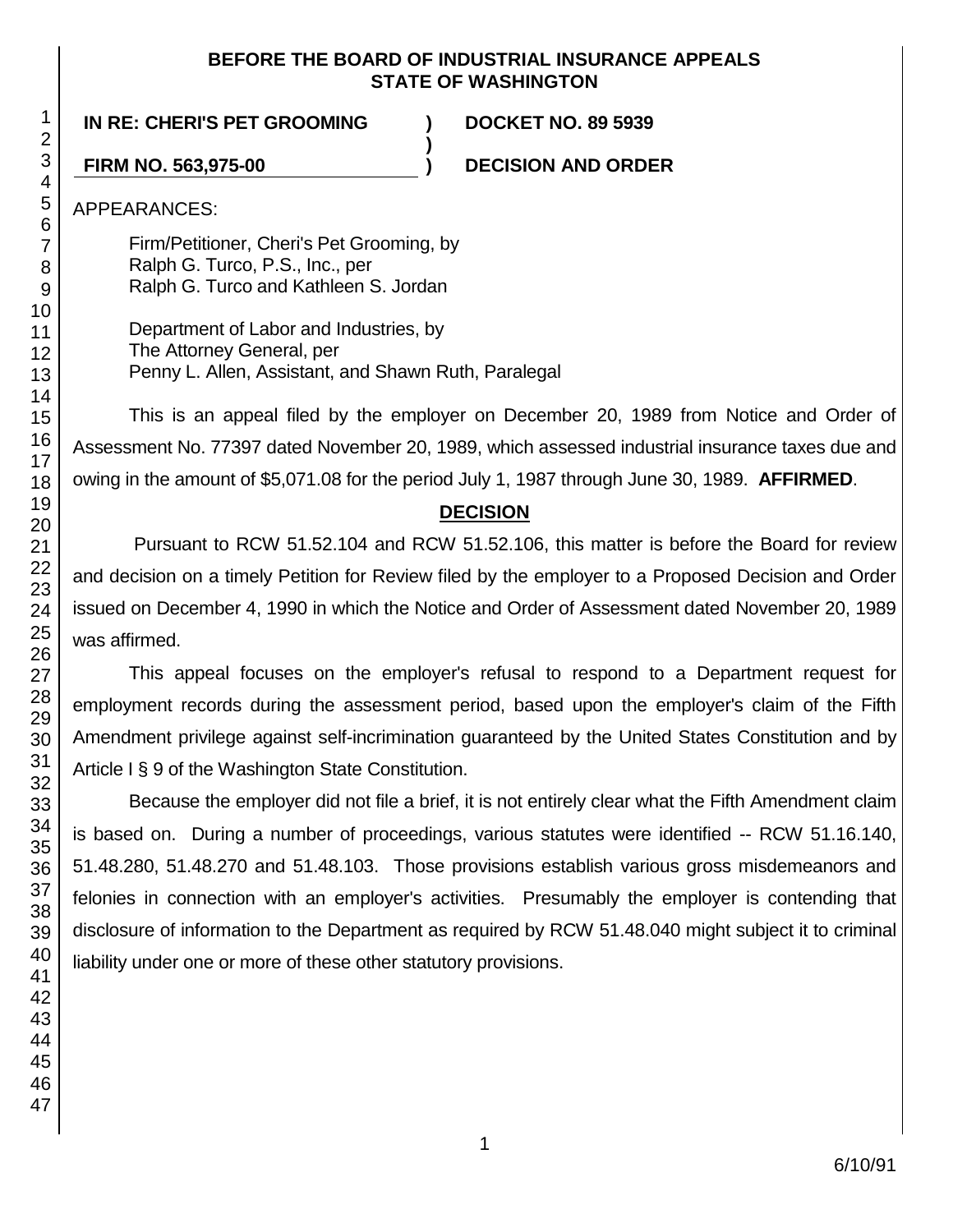**BEFORE THE BOARD OF INDUSTRIAL INSURANCE APPEALS**
**STATE OF WASHINGTON**

| | | |
|---|---|---|
| **IN RE: CHERI'S PET GROOMING** | **)** | **DOCKET NO. 89 5939** |
| | **)** | |
| **FIRM NO. 563,975-00** | **)** | **DECISION AND ORDER** |

APPEARANCES:

Firm/Petitioner, Cheri's Pet Grooming, by
Ralph G. Turco, P.S., Inc., per
Ralph G. Turco and Kathleen S. Jordan

Department of Labor and Industries, by
The Attorney General, per
Penny L. Allen, Assistant, and Shawn Ruth, Paralegal

This is an appeal filed by the employer on December 20, 1989 from Notice and Order of Assessment No. 77397 dated November 20, 1989, which assessed industrial insurance taxes due and owing in the amount of $5,071.08 for the period July 1, 1987 through June 30, 1989. **AFFIRMED**.

## DECISION

Pursuant to RCW 51.52.104 and RCW 51.52.106, this matter is before the Board for review and decision on a timely Petition for Review filed by the employer to a Proposed Decision and Order issued on December 4, 1990 in which the Notice and Order of Assessment dated November 20, 1989 was affirmed.

This appeal focuses on the employer's refusal to respond to a Department request for employment records during the assessment period, based upon the employer's claim of the Fifth Amendment privilege against self-incrimination guaranteed by the United States Constitution and by Article I § 9 of the Washington State Constitution.

Because the employer did not file a brief, it is not entirely clear what the Fifth Amendment claim is based on. During a number of proceedings, various statutes were identified -- RCW 51.16.140, 51.48.280, 51.48.270 and 51.48.103. Those provisions establish various gross misdemeanors and felonies in connection with an employer's activities. Presumably the employer is contending that disclosure of information to the Department as required by RCW 51.48.040 might subject it to criminal liability under one or more of these other statutory provisions.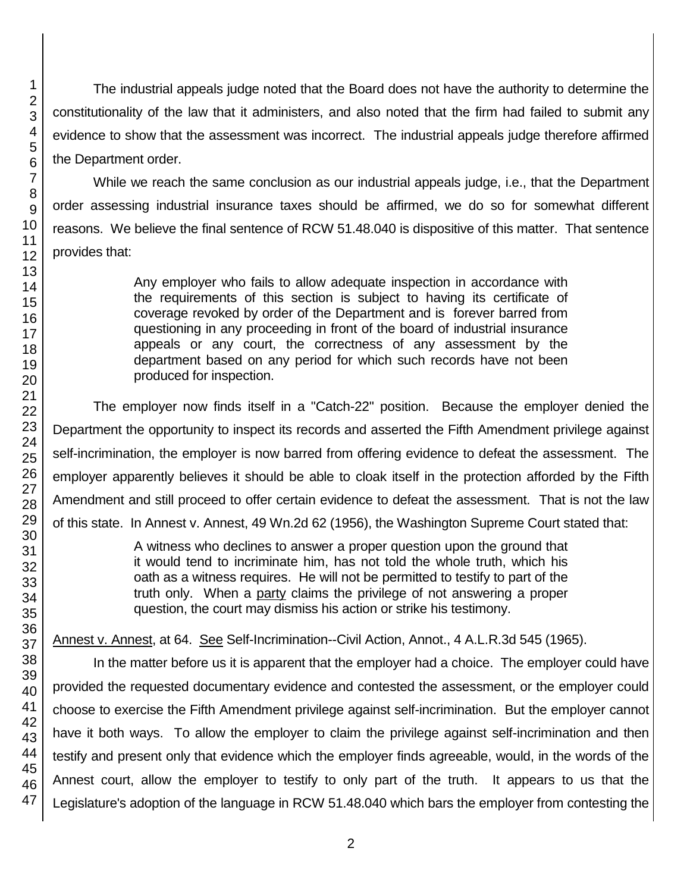The industrial appeals judge noted that the Board does not have the authority to determine the constitutionality of the law that it administers, and also noted that the firm had failed to submit any evidence to show that the assessment was incorrect. The industrial appeals judge therefore affirmed the Department order.

While we reach the same conclusion as our industrial appeals judge, i.e., that the Department order assessing industrial insurance taxes should be affirmed, we do so for somewhat different reasons. We believe the final sentence of RCW 51.48.040 is dispositive of this matter. That sentence provides that:

> Any employer who fails to allow adequate inspection in accordance with the requirements of this section is subject to having its certificate of coverage revoked by order of the Department and is forever barred from questioning in any proceeding in front of the board of industrial insurance appeals or any court, the correctness of any assessment by the department based on any period for which such records have not been produced for inspection.

The employer now finds itself in a "Catch-22" position. Because the employer denied the Department the opportunity to inspect its records and asserted the Fifth Amendment privilege against self-incrimination, the employer is now barred from offering evidence to defeat the assessment. The employer apparently believes it should be able to cloak itself in the protection afforded by the Fifth Amendment and still proceed to offer certain evidence to defeat the assessment. That is not the law of this state. In Annest v. Annest, 49 Wn.2d 62 (1956), the Washington Supreme Court stated that:

> A witness who declines to answer a proper question upon the ground that it would tend to incriminate him, has not told the whole truth, which his oath as a witness requires. He will not be permitted to testify to part of the truth only. When a party claims the privilege of not answering a proper question, the court may dismiss his action or strike his testimony.

Annest v. Annest, at 64. See Self-Incrimination--Civil Action, Annot., 4 A.L.R.3d 545 (1965).

In the matter before us it is apparent that the employer had a choice. The employer could have provided the requested documentary evidence and contested the assessment, or the employer could choose to exercise the Fifth Amendment privilege against self-incrimination. But the employer cannot have it both ways. To allow the employer to claim the privilege against self-incrimination and then testify and present only that evidence which the employer finds agreeable, would, in the words of the Annest court, allow the employer to testify to only part of the truth. It appears to us that the Legislature's adoption of the language in RCW 51.48.040 which bars the employer from contesting the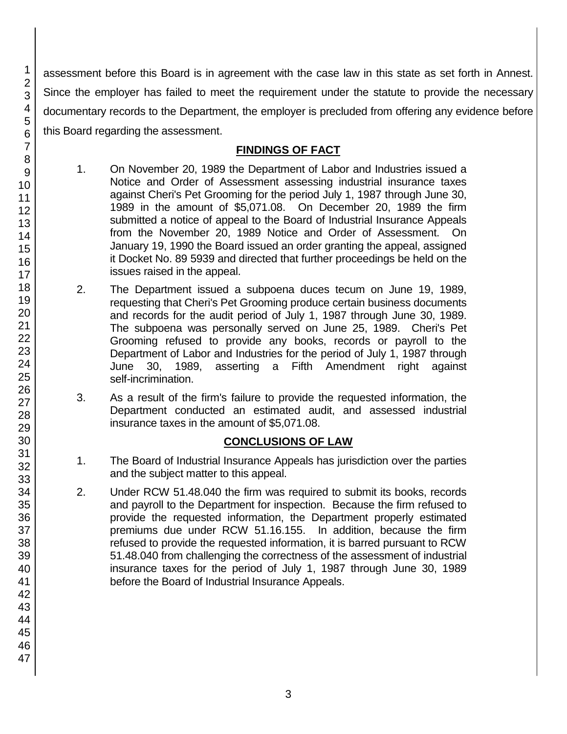assessment before this Board is in agreement with the case law in this state as set forth in Annest. Since the employer has failed to meet the requirement under the statute to provide the necessary documentary records to the Department, the employer is precluded from offering any evidence before this Board regarding the assessment.

## FINDINGS OF FACT

1. On November 20, 1989 the Department of Labor and Industries issued a Notice and Order of Assessment assessing industrial insurance taxes against Cheri's Pet Grooming for the period July 1, 1987 through June 30, 1989 in the amount of $5,071.08. On December 20, 1989 the firm submitted a notice of appeal to the Board of Industrial Insurance Appeals from the November 20, 1989 Notice and Order of Assessment. On January 19, 1990 the Board issued an order granting the appeal, assigned it Docket No. 89 5939 and directed that further proceedings be held on the issues raised in the appeal.

2. The Department issued a subpoena duces tecum on June 19, 1989, requesting that Cheri's Pet Grooming produce certain business documents and records for the audit period of July 1, 1987 through June 30, 1989. The subpoena was personally served on June 25, 1989. Cheri's Pet Grooming refused to provide any books, records or payroll to the Department of Labor and Industries for the period of July 1, 1987 through June 30, 1989, asserting a Fifth Amendment right against self-incrimination.

3. As a result of the firm's failure to provide the requested information, the Department conducted an estimated audit, and assessed industrial insurance taxes in the amount of $5,071.08.

## CONCLUSIONS OF LAW

1. The Board of Industrial Insurance Appeals has jurisdiction over the parties and the subject matter to this appeal.

2. Under RCW 51.48.040 the firm was required to submit its books, records and payroll to the Department for inspection. Because the firm refused to provide the requested information, the Department properly estimated premiums due under RCW 51.16.155. In addition, because the firm refused to provide the requested information, it is barred pursuant to RCW 51.48.040 from challenging the correctness of the assessment of industrial insurance taxes for the period of July 1, 1987 through June 30, 1989 before the Board of Industrial Insurance Appeals.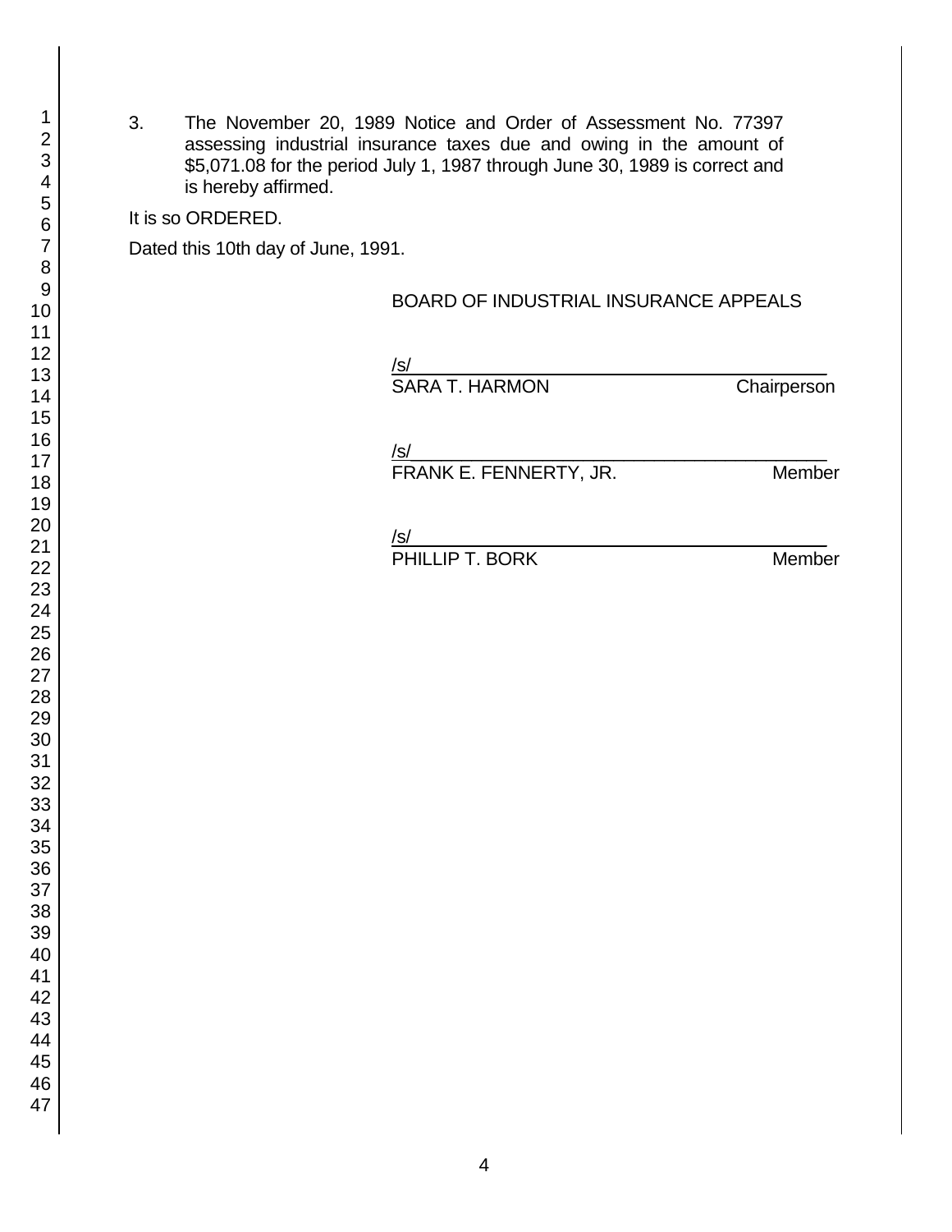3. The November 20, 1989 Notice and Order of Assessment No. 77397 assessing industrial insurance taxes due and owing in the amount of $5,071.08 for the period July 1, 1987 through June 30, 1989 is correct and is hereby affirmed.

It is so ORDERED.

Dated this 10th day of June, 1991.

BOARD OF INDUSTRIAL INSURANCE APPEALS

/s/
SARA T. HARMON Chairperson

/s/
FRANK E. FENNERTY, JR. Member

/s/
PHILLIP T. BORK Member